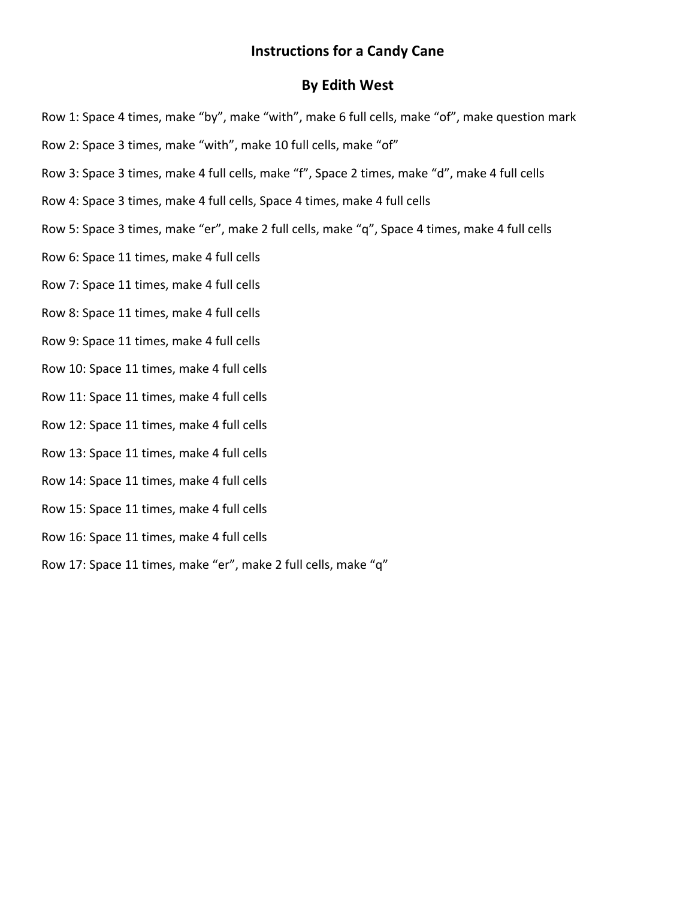# Instructions for a Candy Cane

## By Edith West

Row 1: Space 4 times, make “by”, make “with”, make 6 full cells, make “of”, make question mark

Row 2: Space 3 times, make “with”, make 10 full cells, make “of”

Row 3: Space 3 times, make 4 full cells, make “f”, Space 2 times, make “d”, make 4 full cells

Row 4: Space 3 times, make 4 full cells, Space 4 times, make 4 full cells

Row 5: Space 3 times, make “er”, make 2 full cells, make “q”, Space 4 times, make 4 full cells

Row 6: Space 11 times, make 4 full cells

Row 7: Space 11 times, make 4 full cells

Row 8: Space 11 times, make 4 full cells

Row 9: Space 11 times, make 4 full cells

Row 10: Space 11 times, make 4 full cells

Row 11: Space 11 times, make 4 full cells

Row 12: Space 11 times, make 4 full cells

Row 13: Space 11 times, make 4 full cells

Row 14: Space 11 times, make 4 full cells

Row 15: Space 11 times, make 4 full cells

Row 16: Space 11 times, make 4 full cells

Row 17: Space 11 times, make “er”, make 2 full cells, make “q”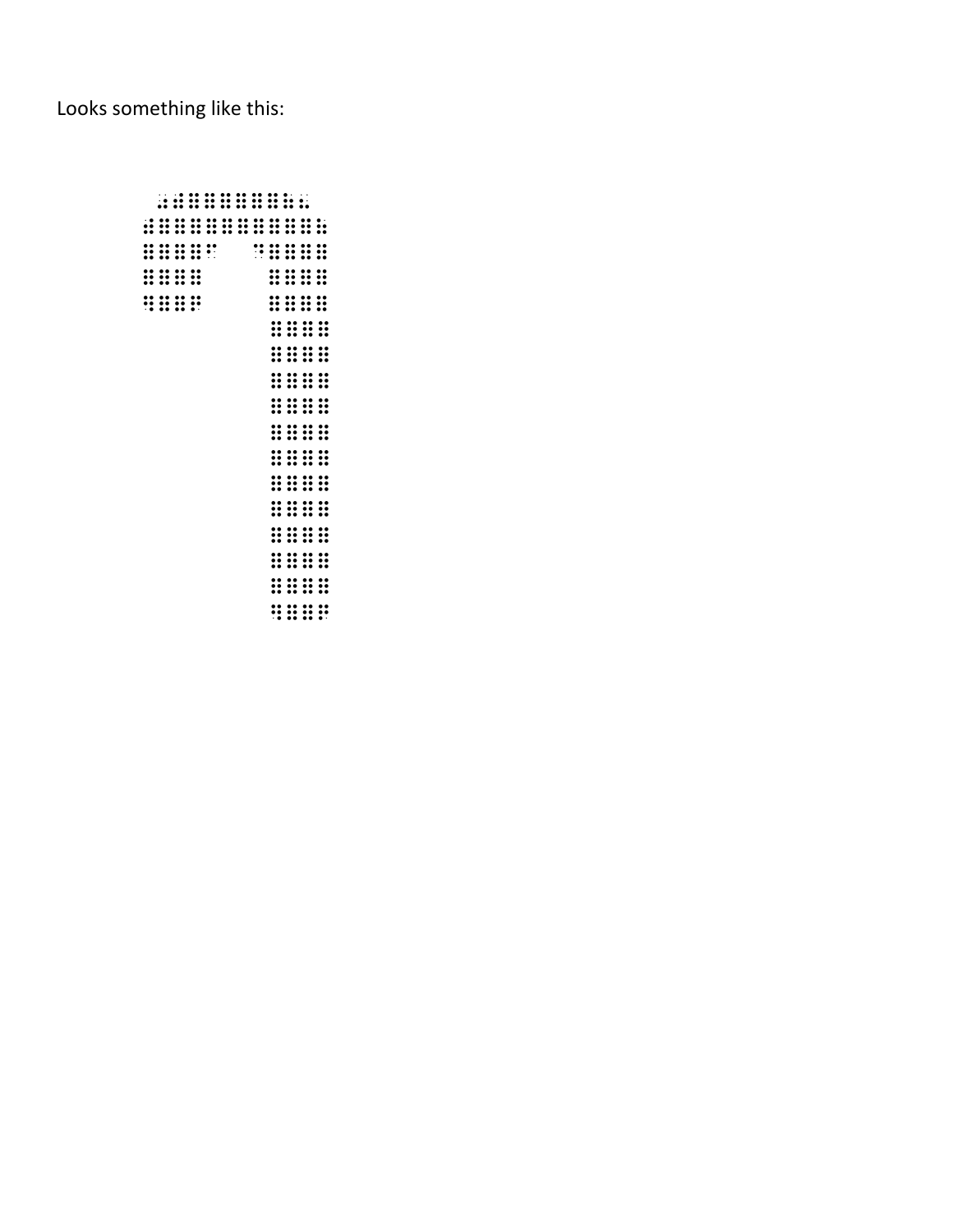Looks something like this:

```
 ⠰⠾⠿⠿⠿⠿⠿⠿⠷⠆
⠼⠿⠿⠿⠿⠿⠿⠿⠿⠿⠧
⠿⠿⠿⠿⠟ ⠻⠿⠿⠿⠿
⠿⠿⠿⠿   ⠿⠿⠿⠿
⠻⠿⠿⠟   ⠿⠿⠿⠿
       ⠿⠿⠿⠿
       ⠿⠿⠿⠿
       ⠿⠿⠿⠿
       ⠿⠿⠿⠿
       ⠿⠿⠿⠿
       ⠿⠿⠿⠿
       ⠿⠿⠿⠿
       ⠿⠿⠿⠿
       ⠿⠿⠿⠿
       ⠿⠿⠿⠿
       ⠿⠿⠿⠿
       ⠻⠿⠿⠟
```